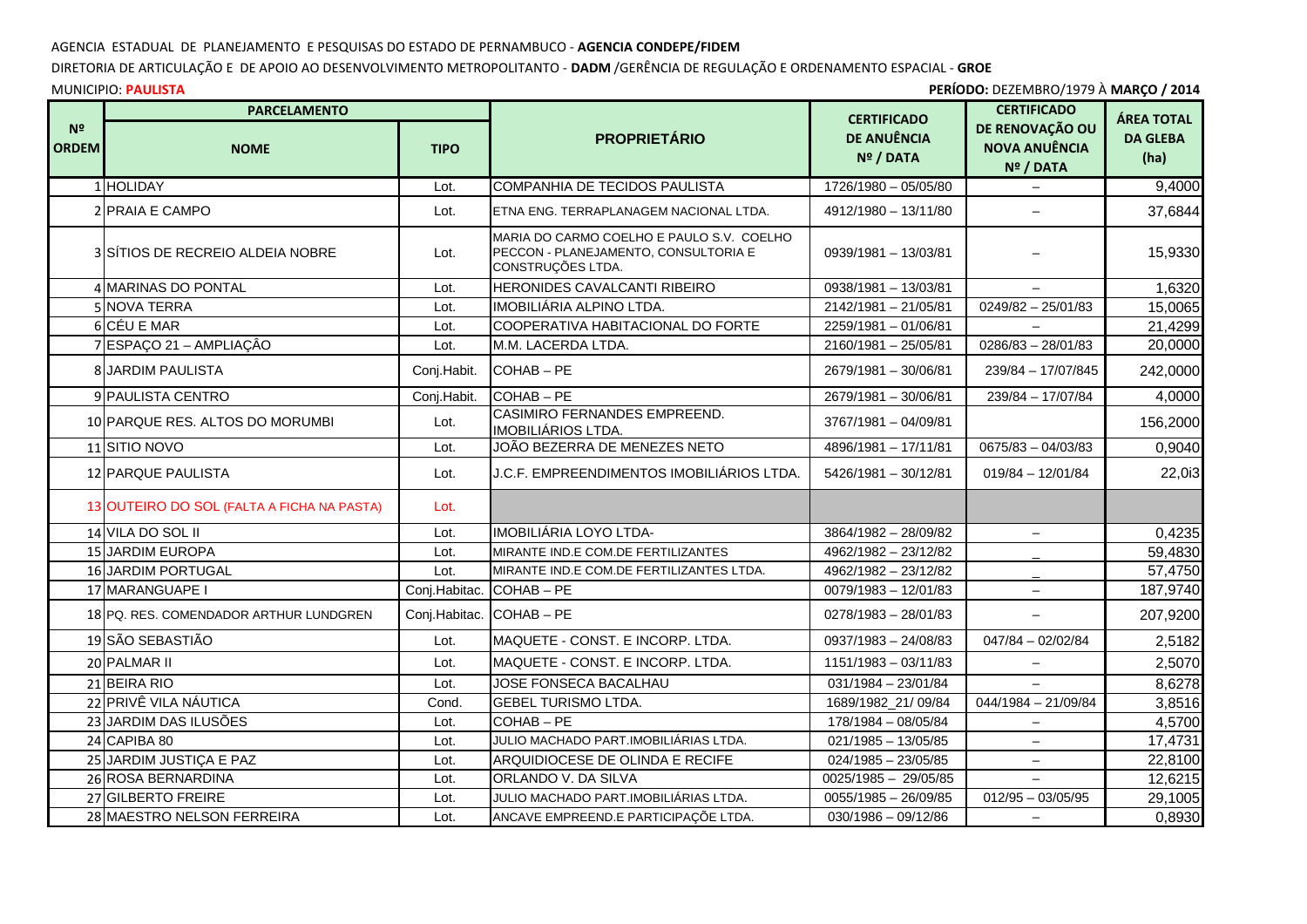AGENCIA ESTADUAL DE PLANEJAMENTO E PESQUISAS DO ESTADO DE PERNAMBUCO - **AGENCIA CONDEPE/FIDEM**

DIRETORIA DE ARTICULAÇÃO E DE APOIO AO DESENVOLVIMENTO METROPOLITANTO - **DADM** /GERÊNCIA DE REGULAÇÃO E ORDENAMENTO ESPACIAL - **GROE**

MUNICIPIO: **PAULISTA**

**PERÍODO:** DEZEMBRO/1979 À **MARÇO / 2014**

| Nº ORDEM | PARCELAMENTO | | PROPRIETÁRIO | CERTIFICADO DE ANUÊNCIA Nº / DATA | CERTIFICADO DE RENOVAÇÃO OU NOVA ANUÊNCIA Nº / DATA | ÁREA TOTAL DA GLEBA (ha) |
|---|---|---|---|---|---|---|
| | NOME | TIPO | | | | |
| 1 | HOLIDAY | Lot. | COMPANHIA DE TECIDOS PAULISTA | 1726/1980 – 05/05/80 | – | 9,4000 |
| 2 | PRAIA E CAMPO | Lot. | ETNA ENG. TERRAPLANAGEM NACIONAL LTDA. | 4912/1980 – 13/11/80 | – | 37,6844 |
| 3 | SÍTIOS DE RECREIO ALDEIA NOBRE | Lot. | MARIA DO CARMO COELHO E PAULO S.V. COELHO PECCON - PLANEJAMENTO, CONSULTORIA E CONSTRUÇÕES LTDA. | 0939/1981 – 13/03/81 | – | 15,9330 |
| 4 | MARINAS DO PONTAL | Lot. | HERONIDES CAVALCANTI RIBEIRO | 0938/1981 – 13/03/81 | – | 1,6320 |
| 5 | NOVA TERRA | Lot. | IMOBILIÁRIA ALPINO LTDA. | 2142/1981 – 21/05/81 | 0249/82 – 25/01/83 | 15,0065 |
| 6 | CÉU E MAR | Lot. | COOPERATIVA HABITACIONAL DO FORTE | 2259/1981 – 01/06/81 | – | 21,4299 |
| 7 | ESPAÇO 21 – AMPLIAÇÂO | Lot. | M.M. LACERDA LTDA. | 2160/1981 – 25/05/81 | 0286/83 – 28/01/83 | 20,0000 |
| 8 | JARDIM PAULISTA | Conj.Habit. | COHAB – PE | 2679/1981 – 30/06/81 | 239/84 – 17/07/845 | 242,0000 |
| 9 | PAULISTA CENTRO | Conj.Habit. | COHAB – PE | 2679/1981 – 30/06/81 | 239/84 – 17/07/84 | 4,0000 |
| 10 | PARQUE RES. ALTOS DO MORUMBI | Lot. | CASIMIRO FERNANDES EMPREEND. IMOBILIÁRIOS LTDA. | 3767/1981 – 04/09/81 | | 156,2000 |
| 11 | SITIO NOVO | Lot. | JOÃO BEZERRA DE MENEZES NETO | 4896/1981 – 17/11/81 | 0675/83 – 04/03/83 | 0,9040 |
| 12 | PARQUE PAULISTA | Lot. | J.C.F. EMPREENDIMENTOS IMOBILIÁRIOS LTDA. | 5426/1981 – 30/12/81 | 019/84 – 12/01/84 | 22,0i3 |
| 13 | OUTEIRO DO SOL (FALTA A FICHA NA PASTA) | Lot. | | | | |
| 14 | VILA DO SOL II | Lot. | IMOBILIÁRIA LOYO LTDA- | 3864/1982 – 28/09/82 | – | 0,4235 |
| 15 | JARDIM EUROPA | Lot. | MIRANTE IND.E COM.DE FERTILIZANTES | 4962/1982 – 23/12/82 | – | 59,4830 |
| 16 | JARDIM PORTUGAL | Lot. | MIRANTE IND.E COM.DE FERTILIZANTES LTDA. | 4962/1982 – 23/12/82 | – | 57,4750 |
| 17 | MARANGUAPE I | Conj.Habitac. | COHAB – PE | 0079/1983 – 12/01/83 | – | 187,9740 |
| 18 | PQ. RES. COMENDADOR ARTHUR LUNDGREN | Conj.Habitac. | COHAB – PE | 0278/1983 – 28/01/83 | – | 207,9200 |
| 19 | SÃO SEBASTIÃO | Lot. | MAQUETE - CONST. E INCORP. LTDA. | 0937/1983 – 24/08/83 | 047/84 – 02/02/84 | 2,5182 |
| 20 | PALMAR II | Lot. | MAQUETE - CONST. E INCORP. LTDA. | 1151/1983 – 03/11/83 | – | 2,5070 |
| 21 | BEIRA RIO | Lot. | JOSE FONSECA BACALHAU | 031/1984 – 23/01/84 | – | 8,6278 |
| 22 | PRIVÊ VILA NÁUTICA | Cond. | GEBEL TURISMO LTDA. | 1689/1982_21/ 09/84 | 044/1984 – 21/09/84 | 3,8516 |
| 23 | JARDIM DAS ILUSÕES | Lot. | COHAB – PE | 178/1984 – 08/05/84 | – | 4,5700 |
| 24 | CAPIBA 80 | Lot. | JULIO MACHADO PART.IMOBILIÁRIAS LTDA. | 021/1985 – 13/05/85 | – | 17,4731 |
| 25 | JARDIM JUSTIÇA E PAZ | Lot. | ARQUIDIOCESE DE OLINDA E RECIFE | 024/1985 – 23/05/85 | – | 22,8100 |
| 26 | ROSA BERNARDINA | Lot. | ORLANDO V. DA SILVA | 0025/1985 – 29/05/85 | – | 12,6215 |
| 27 | GILBERTO FREIRE | Lot. | JULIO MACHADO PART.IMOBILIÁRIAS LTDA. | 0055/1985 – 26/09/85 | 012/95 – 03/05/95 | 29,1005 |
| 28 | MAESTRO NELSON FERREIRA | Lot. | ANCAVE EMPREEND.E PARTICIPAÇÃO LTDA. | 030/1986 – 09/12/86 | – | 0,8930 |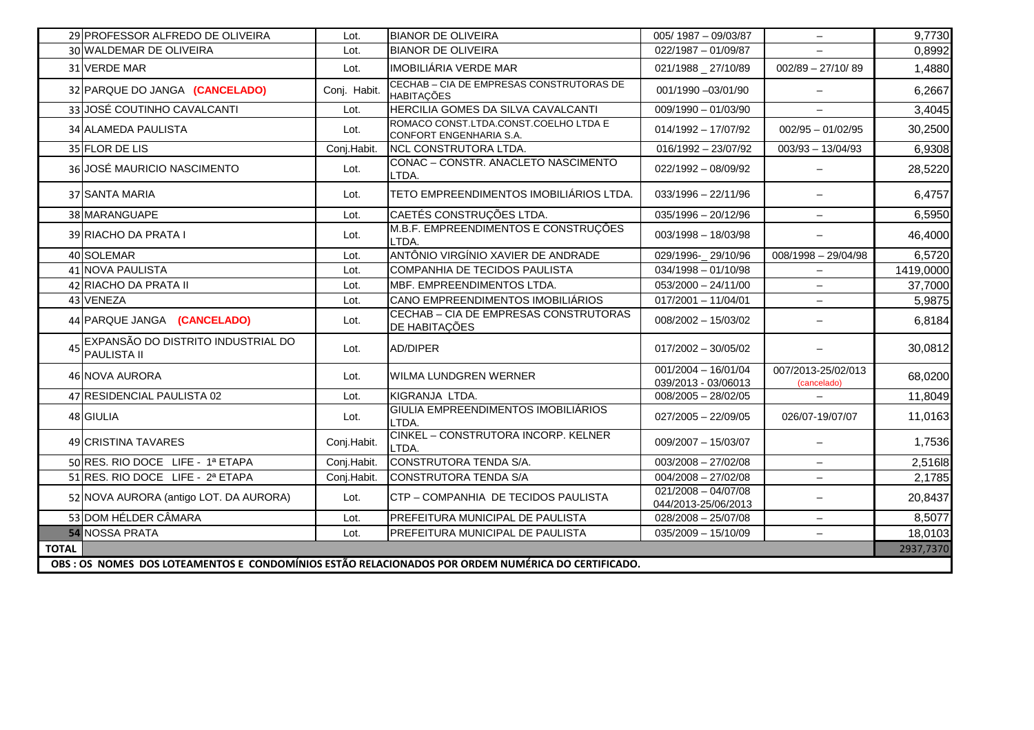| | | | | | | |
|---|---|---|---|---|---|---|
| 29 | PROFESSOR ALFREDO DE OLIVEIRA | Lot. | BIANOR DE OLIVEIRA | 005/ 1987 – 09/03/87 | – | 9,7730 |
| 30 | WALDEMAR DE OLIVEIRA | Lot. | BIANOR DE OLIVEIRA | 022/1987 – 01/09/87 | – | 0,8992 |
| 31 | VERDE MAR | Lot. | IMOBILIÁRIA VERDE MAR | 021/1988 _ 27/10/89 | 002/89 – 27/10/ 89 | 1,4880 |
| 32 | PARQUE DO JANGA **(CANCELADO)** | Conj. Habit. | CECHAB – CIA DE EMPRESAS CONSTRUTORAS DE HABITAÇÕES | 001/1990 –03/01/90 | – | 6,2667 |
| 33 | JOSÉ COUTINHO CAVALCANTI | Lot. | HERCILIA GOMES DA SILVA CAVALCANTI | 009/1990 – 01/03/90 | – | 3,4045 |
| 34 | ALAMEDA PAULISTA | Lot. | ROMACO CONST.LTDA.CONST.COELHO LTDA E CONFORT ENGENHARIA S.A. | 014/1992 – 17/07/92 | 002/95 – 01/02/95 | 30,2500 |
| 35 | FLOR DE LIS | Conj.Habit. | NCL CONSTRUTORA LTDA. | 016/1992 – 23/07/92 | 003/93 – 13/04/93 | 6,9308 |
| 36 | JOSÉ MAURICIO NASCIMENTO | Lot. | CONAC – CONSTR. ANACLETO NASCIMENTO LTDA. | 022/1992 – 08/09/92 | – | 28,5220 |
| 37 | SANTA MARIA | Lot. | TETO EMPREENDIMENTOS IMOBILIÁRIOS LTDA. | 033/1996 – 22/11/96 | – | 6,4757 |
| 38 | MARANGUAPE | Lot. | CAETÉS CONSTRUÇÕES LTDA. | 035/1996 – 20/12/96 | – | 6,5950 |
| 39 | RIACHO DA PRATA I | Lot. | M.B.F. EMPREENDIMENTOS E CONSTRUÇÕES LTDA. | 003/1998 – 18/03/98 | – | 46,4000 |
| 40 | SOLEMAR | Lot. | ANTÔNIO VIRGÍNIO XAVIER DE ANDRADE | 029/1996-_ 29/10/96 | 008/1998 – 29/04/98 | 6,5720 |
| 41 | NOVA PAULISTA | Lot. | COMPANHIA DE TECIDOS PAULISTA | 034/1998 – 01/10/98 | – | 1419,0000 |
| 42 | RIACHO DA PRATA II | Lot. | MBF. EMPREENDIMENTOS LTDA. | 053/2000 – 24/11/00 | – | 37,7000 |
| 43 | VENEZA | Lot. | CANO EMPREENDIMENTOS IMOBILIÁRIOS | 017/2001 – 11/04/01 | – | 5,9875 |
| 44 | PARQUE JANGA **(CANCELADO)** | Lot. | CECHAB – CIA DE EMPRESAS CONSTRUTORAS DE HABITAÇÕES | 008/2002 – 15/03/02 | – | 6,8184 |
| 45 | EXPANSÃO DO DISTRITO INDUSTRIAL DO PAULISTA II | Lot. | AD/DIPER | 017/2002 – 30/05/02 | – | 30,0812 |
| 46 | NOVA AURORA | Lot. | WILMA LUNDGREN WERNER | 001/2004 – 16/01/04 039/2013 - 03/06013 | 007/2013-25/02/013 (cancelado) | 68,0200 |
| 47 | RESIDENCIAL PAULISTA 02 | Lot. | KIGRANJA LTDA. | 008/2005 – 28/02/05 | – | 11,8049 |
| 48 | GIULIA | Lot. | GIULIA EMPREENDIMENTOS IMOBILIÁRIOS LTDA. | 027/2005 – 22/09/05 | 026/07-19/07/07 | 11,0163 |
| 49 | CRISTINA TAVARES | Conj.Habit. | CINKEL – CONSTRUTORA INCORP. KELNER LTDA. | 009/2007 – 15/03/07 | – | 1,7536 |
| 50 | RES. RIO DOCE LIFE - 1ª ETAPA | Conj.Habit. | CONSTRUTORA TENDA S/A. | 003/2008 – 27/02/08 | – | 2,516l8 |
| 51 | RES. RIO DOCE LIFE - 2ª ETAPA | Conj.Habit. | CONSTRUTORA TENDA S/A | 004/2008 – 27/02/08 | – | 2,1785 |
| 52 | NOVA AURORA (antigo LOT. DA AURORA) | Lot. | CTP – COMPANHIA DE TECIDOS PAULISTA | 021/2008 – 04/07/08 044/2013-25/06/2013 | – | 20,8437 |
| 53 | DOM HÉLDER CÂMARA | Lot. | PREFEITURA MUNICIPAL DE PAULISTA | 028/2008 – 25/07/08 | – | 8,5077 |
| 54 | NOSSA PRATA | Lot. | PREFEITURA MUNICIPAL DE PAULISTA | 035/2009 – 15/10/09 | – | 18,0103 |
| **TOTAL** | | | | | | 2937,7370 |

**OBS : OS NOMES DOS LOTEAMENTOS E CONDOMÍNIOS ESTÃO RELACIONADOS POR ORDEM NUMÉRICA DO CERTIFICADO.**